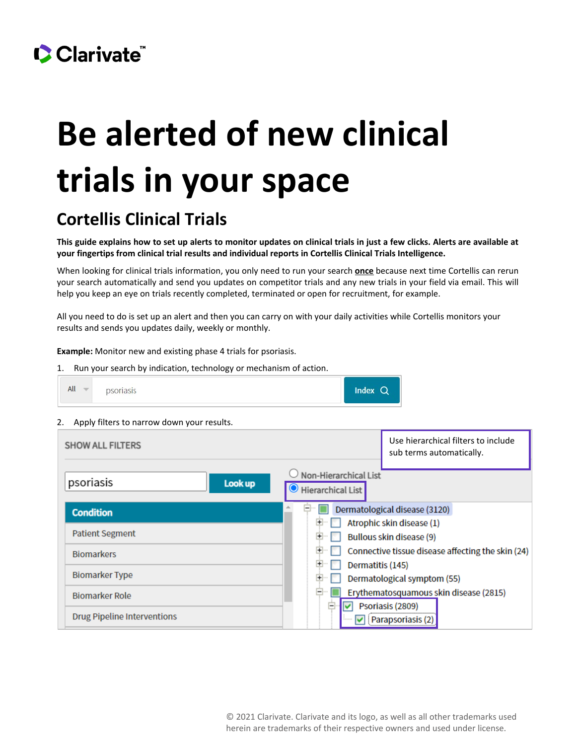Clarivate™

# Be alerted of new clinical trials in your space

## Cortellis Clinical Trials

**This guide explains how to set up alerts to monitor updates on clinical trials in just a few clicks. Alerts are available at your fingertips from clinical trial results and individual reports in Cortellis Clinical Trials Intelligence.**

When looking for clinical trials information, you only need to run your search **once** because next time Cortellis can rerun your search automatically and send you updates on competitor trials and any new trials in your field via email. This will help you keep an eye on trials recently completed, terminated or open for recruitment, for example.

All you need to do is set up an alert and then you can carry on with your daily activities while Cortellis monitors your results and sends you updates daily, weekly or monthly.

**Example:** Monitor new and existing phase 4 trials for psoriasis.

1. Run your search by indication, technology or mechanism of action.

All | psoriasis | Index

2. Apply filters to narrow down your results.

SHOW ALL FILTERS

Use hierarchical filters to include sub terms automatically.

psoriasis | Look up

- Non-Hierarchical List
- Hierarchical List

Condition
Patient Segment
Biomarkers
Biomarker Type
Biomarker Role
Drug Pipeline Interventions

- Dermatological disease (3120)
  - Atrophic skin disease (1)
  - Bullous skin disease (9)
  - Connective tissue disease affecting the skin (24)
  - Dermatitis (145)
  - Dermatological symptom (55)
  - Erythematosquamous skin disease (2815)
    - Psoriasis (2809)
      - Parapsoriasis (2)

© 2021 Clarivate. Clarivate and its logo, as well as all other trademarks used herein are trademarks of their respective owners and used under license.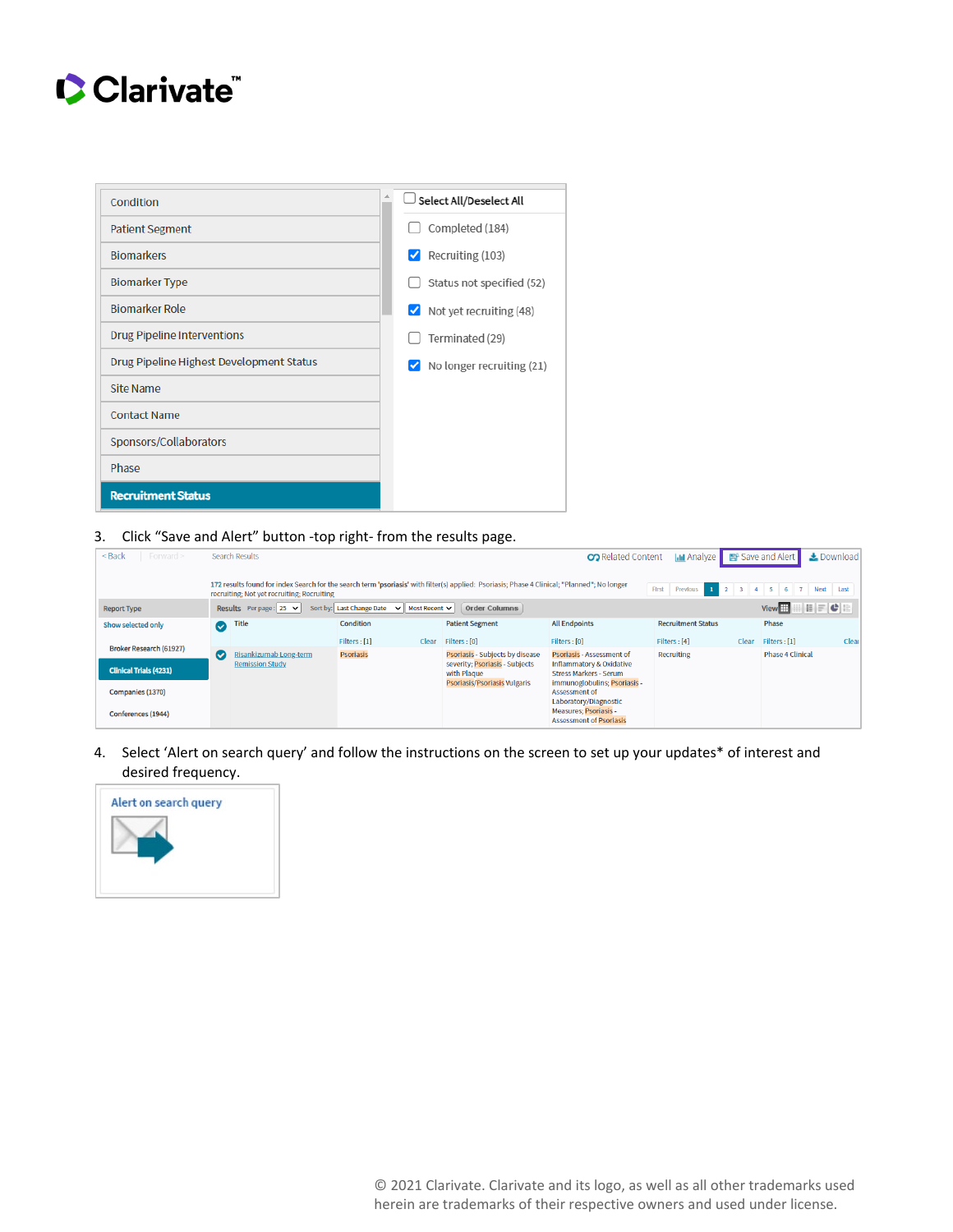Clarivate™

| Condition | ☐ Select All/Deselect All |
|---|---|
| Patient Segment | ☐ Completed (184) |
| Biomarkers | ☑ Recruiting (103) |
| Biomarker Type | ☐ Status not specified (52) |
| Biomarker Role | ☑ Not yet recruiting (48) |
| Drug Pipeline Interventions | ☐ Terminated (29) |
| Drug Pipeline Highest Development Status | ☑ No longer recruiting (21) |
| Site Name | |
| Contact Name | |
| Sponsors/Collaborators | |
| Phase | |
| **Recruitment Status** | |

3. Click “Save and Alert” button -top right- from the results page.

< Back | Forward > Search Results — Related Content | Analyze | Save and Alert | Download

172 results found for index Search for the search term 'psoriasis' with filter(s) applied: Psoriasis; Phase 4 Clinical; "Planned"; No longer recruiting; Not yet recruiting; Recruiting

| Report Type | Title | Condition | Patient Segment | All Endpoints | Recruitment Status | Phase |
|---|---|---|---|---|---|---|
| Show selected only | | Filters : [1] Clear | Filters : [0] | Filters : [0] | Filters : [4] Clear | Filters : [1] Clear |
| Broker Research (61927) | Risankizumab Long-term Remission Study | Psoriasis | Psoriasis - Subjects by disease severity; Psoriasis - Subjects with Plaque Psoriasis/Psoriasis Vulgaris | Psoriasis - Assessment of Inflammatory & Oxidative Stress Markers - Serum immunoglobulins; Psoriasis - Assessment of Laboratory/Diagnostic Measures; Psoriasis - Assessment of Psoriasis | Recruiting | Phase 4 Clinical |
| **Clinical Trials (4231)** | | | | | | |
| Companies (1370) | | | | | | |
| Conferences (1944) | | | | | | |

4. Select ‘Alert on search query’ and follow the instructions on the screen to set up your updates* of interest and desired frequency.

Alert on search query

© 2021 Clarivate. Clarivate and its logo, as well as all other trademarks used herein are trademarks of their respective owners and used under license.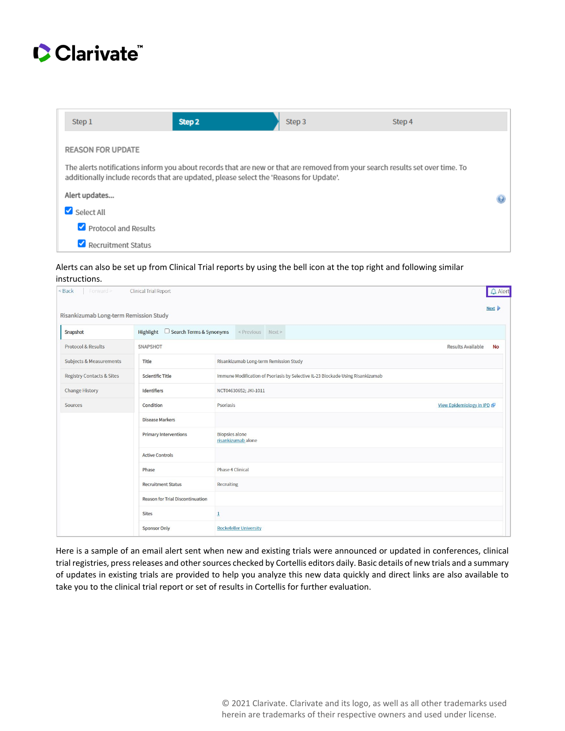Step 1 | **Step 2** | Step 3 | Step 4

REASON FOR UPDATE

The alerts notifications inform you about records that are new or that are removed from your search results set over time. To additionally include records that are updated, please select the 'Reasons for Update'.

**Alert updates...**

- [x] Select All
  - [x] Protocol and Results
  - [x] Recruitment Status

Alerts can also be set up from Clinical Trial reports by using the bell icon at the top right and following similar instructions.

< Back | Forward > Clinical Trial Report — Alert

Risankizumab Long-term Remission Study

Snapshot | Protocol & Results | Subjects & Measurements | Registry Contacts & Sites | Change History | Sources

Highlight ☐ Search Terms & Synonyms < Previous Next >

SNAPSHOT — Results Available: No

| Field | Value |
|---|---|
| Title | Risankizumab Long-term Remission Study |
| Scientific Title | Immune Modification of Psoriasis by Selective IL-23 Blockade Using Risankizumab |
| Identifiers | NCT04630652; JKI-1011 |
| Condition | Psoriasis (View Epidemiology in IPD) |
| Disease Markers | |
| Primary Interventions | Biopsies alone<br>risankizumab alone |
| Active Controls | |
| Phase | Phase 4 Clinical |
| Recruitment Status | Recruiting |
| Reason for Trial Discontinuation | |
| Sites | 1 |
| Sponsor Only | Rockefeller University |

Here is a sample of an email alert sent when new and existing trials were announced or updated in conferences, clinical trial registries, press releases and other sources checked by Cortellis editors daily. Basic details of new trials and a summary of updates in existing trials are provided to help you analyze this new data quickly and direct links are also available to take you to the clinical trial report or set of results in Cortellis for further evaluation.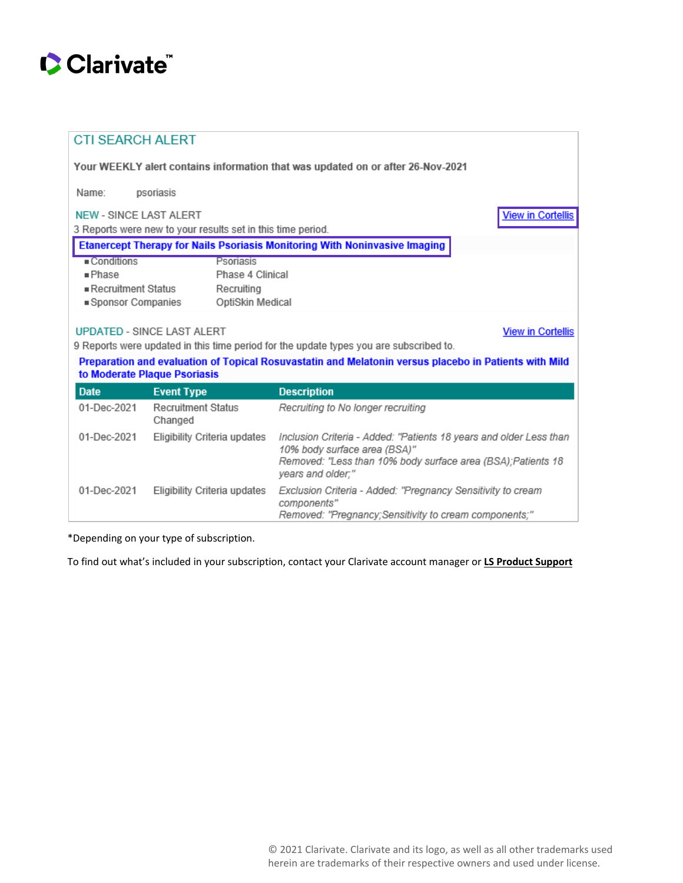## CTI SEARCH ALERT

**Your WEEKLY alert contains information that was updated on or after 26-Nov-2021**

Name: psoriasis

NEW - SINCE LAST ALERT

View in Cortellis

3 Reports were new to your results set in this time period.

**Etanercept Therapy for Nails Psoriasis Monitoring With Noninvasive Imaging**

- Conditions: Psoriasis
- Phase: Phase 4 Clinical
- Recruitment Status: Recruiting
- Sponsor Companies: OptiSkin Medical

UPDATED - SINCE LAST ALERT

View in Cortellis

9 Reports were updated in this time period for the update types you are subscribed to.

**Preparation and evaluation of Topical Rosuvastatin and Melatonin versus placebo in Patients with Mild to Moderate Plaque Psoriasis**

| Date | Event Type | Description |
|---|---|---|
| 01-Dec-2021 | Recruitment Status Changed | *Recruiting to No longer recruiting* |
| 01-Dec-2021 | Eligibility Criteria updates | *Inclusion Criteria - Added: "Patients 18 years and older Less than 10% body surface area (BSA)" Removed: "Less than 10% body surface area (BSA);Patients 18 years and older;"* |
| 01-Dec-2021 | Eligibility Criteria updates | *Exclusion Criteria - Added: "Pregnancy Sensitivity to cream components" Removed: "Pregnancy;Sensitivity to cream components;"* |

*Depending on your type of subscription.

To find out what's included in your subscription, contact your Clarivate account manager or **LS Product Support**

© 2021 Clarivate. Clarivate and its logo, as well as all other trademarks used herein are trademarks of their respective owners and used under license.